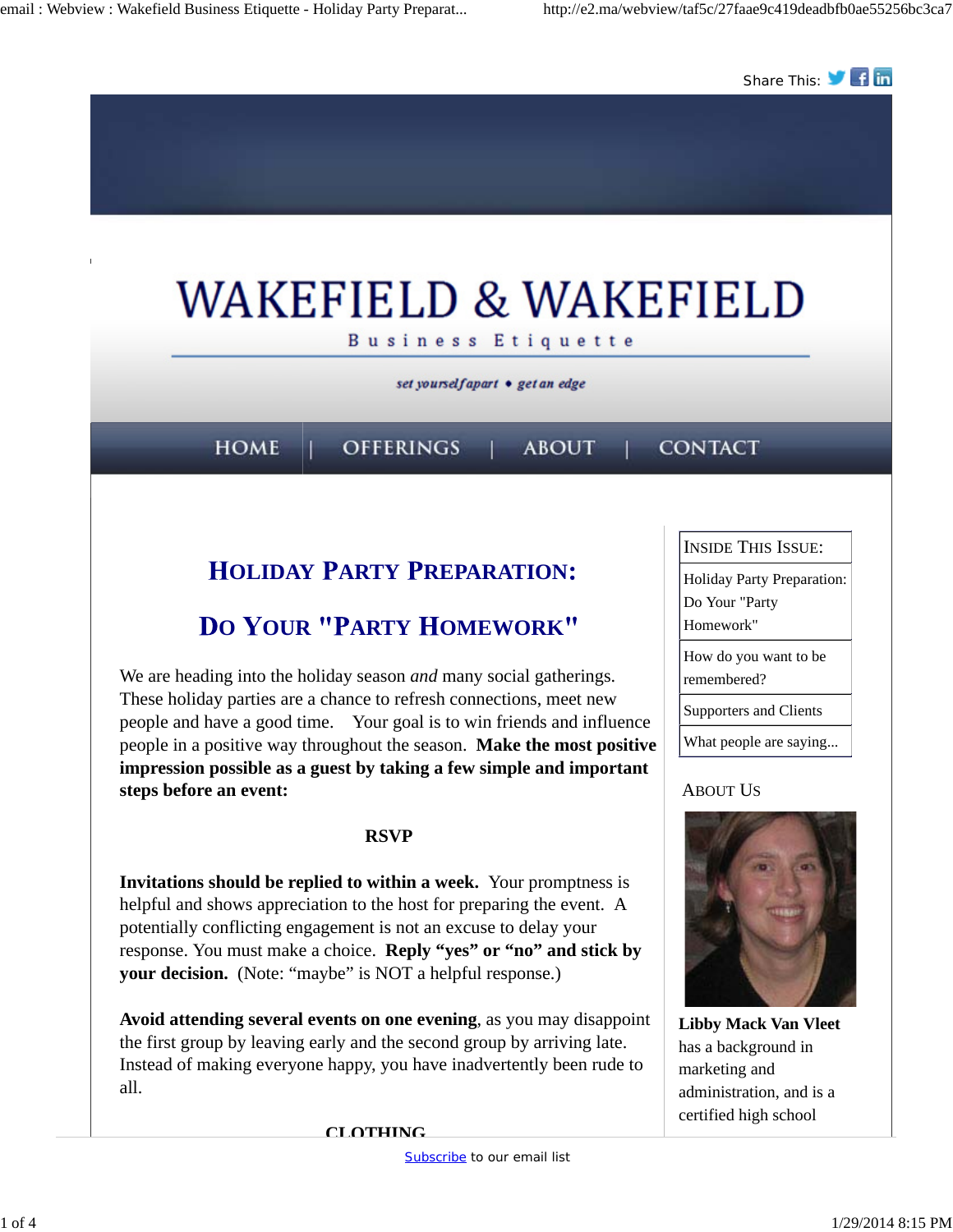Share This:

# WAKEFIELD & WAKEFIELD

Business Etiquette

*set yourself apart • get an edge*

HOME | OFFERINGS | ABOUT | CONTACT

## Holiday Party Preparation:

## Do Your "Party Homework"

We are heading into the holiday season *and* many social gatherings. These holiday parties are a chance to refresh connections, meet new people and have a good time. Your goal is to win friends and influence people in a positive way throughout the season. **Make the most positive impression possible as a guest by taking a few simple and important steps before an event:**

### RSVP

**Invitations should be replied to within a week.** Your promptness is helpful and shows appreciation to the host for preparing the event. A potentially conflicting engagement is not an excuse to delay your response. You must make a choice. **Reply "yes" or "no" and stick by your decision.** (Note: "maybe" is NOT a helpful response.)

**Avoid attending several events on one evening**, as you may disappoint the first group by leaving early and the second group by arriving late. Instead of making everyone happy, you have inadvertently been rude to all.

### CLOTHING

**Inside This Issue:**

- Holiday Party Preparation: Do Your "Party Homework"
- How do you want to be remembered?
- Supporters and Clients
- What people are saying...

**About Us**

**Libby Mack Van Vleet** has a background in marketing and administration, and is a certified high school

Subscribe to our email list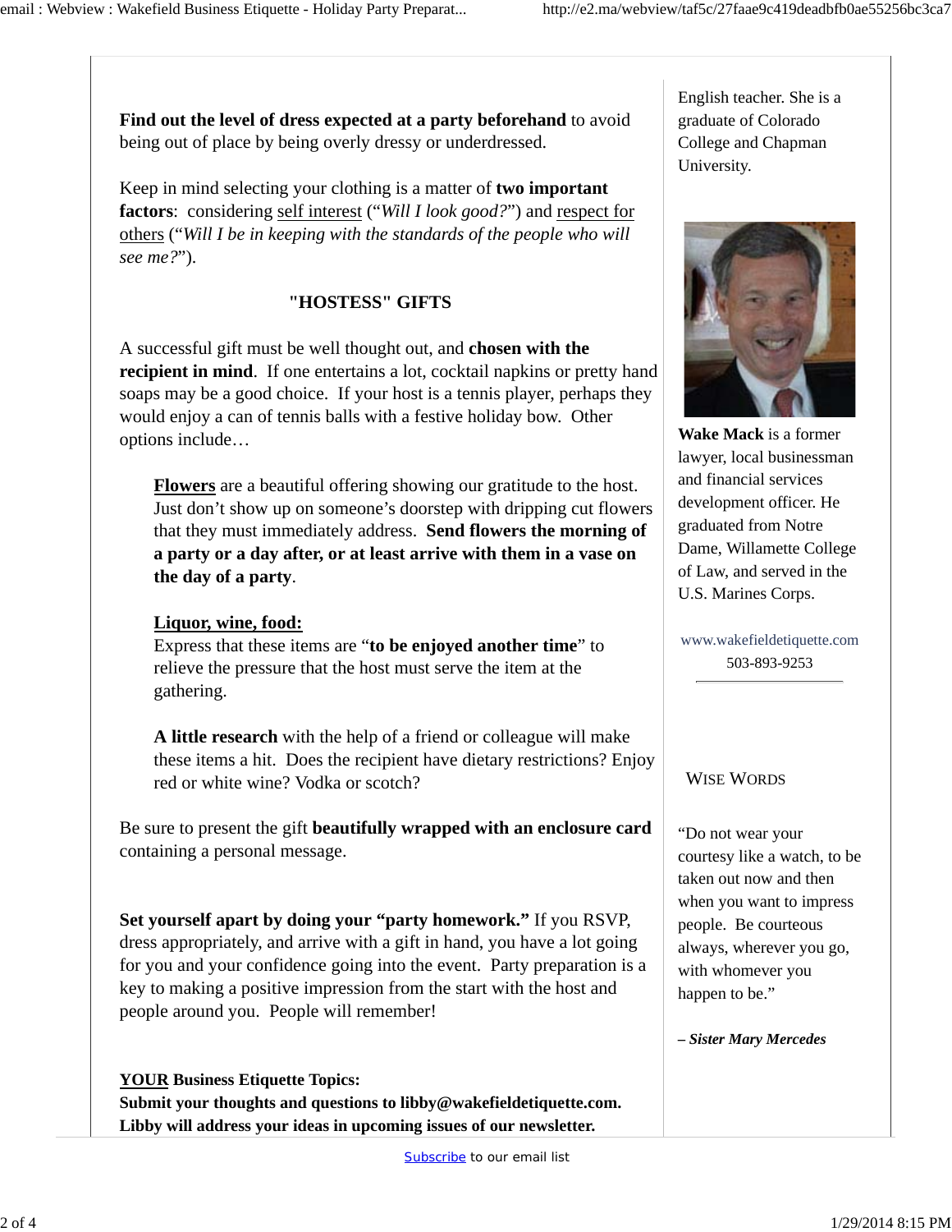**Find out the level of dress expected at a party beforehand** to avoid being out of place by being overly dressy or underdressed.

Keep in mind selecting your clothing is a matter of **two important factors**: considering self interest (“*Will I look good?*”) and respect for others (“*Will I be in keeping with the standards of the people who will see me?*”).

## "HOSTESS" GIFTS

A successful gift must be well thought out, and **chosen with the recipient in mind**. If one entertains a lot, cocktail napkins or pretty hand soaps may be a good choice. If your host is a tennis player, perhaps they would enjoy a can of tennis balls with a festive holiday bow. Other options include…

> **Flowers** are a beautiful offering showing our gratitude to the host. Just don’t show up on someone’s doorstep with dripping cut flowers that they must immediately address. **Send flowers the morning of a party or a day after, or at least arrive with them in a vase on the day of a party**.
>
> **Liquor, wine, food:**
> Express that these items are “**to be enjoyed another time**” to relieve the pressure that the host must serve the item at the gathering.
>
> **A little research** with the help of a friend or colleague will make these items a hit. Does the recipient have dietary restrictions? Enjoy red or white wine? Vodka or scotch?

Be sure to present the gift **beautifully wrapped with an enclosure card** containing a personal message.

**Set yourself apart by doing your “party homework.”** If you RSVP, dress appropriately, and arrive with a gift in hand, you have a lot going for you and your confidence going into the event. Party preparation is a key to making a positive impression from the start with the host and people around you. People will remember!

**YOUR Business Etiquette Topics:**
**Submit your thoughts and questions to libby@wakefieldetiquette.com. Libby will address your ideas in upcoming issues of our newsletter.**

English teacher. She is a graduate of Colorado College and Chapman University.

**Wake Mack** is a former lawyer, local businessman and financial services development officer. He graduated from Notre Dame, Willamette College of Law, and served in the U.S. Marines Corps.

www.wakefieldetiquette.com
503-893-9253

### WISE WORDS

“Do not wear your courtesy like a watch, to be taken out now and then when you want to impress people. Be courteous always, wherever you go, with whomever you happen to be.”

***– Sister Mary Mercedes***

Subscribe to our email list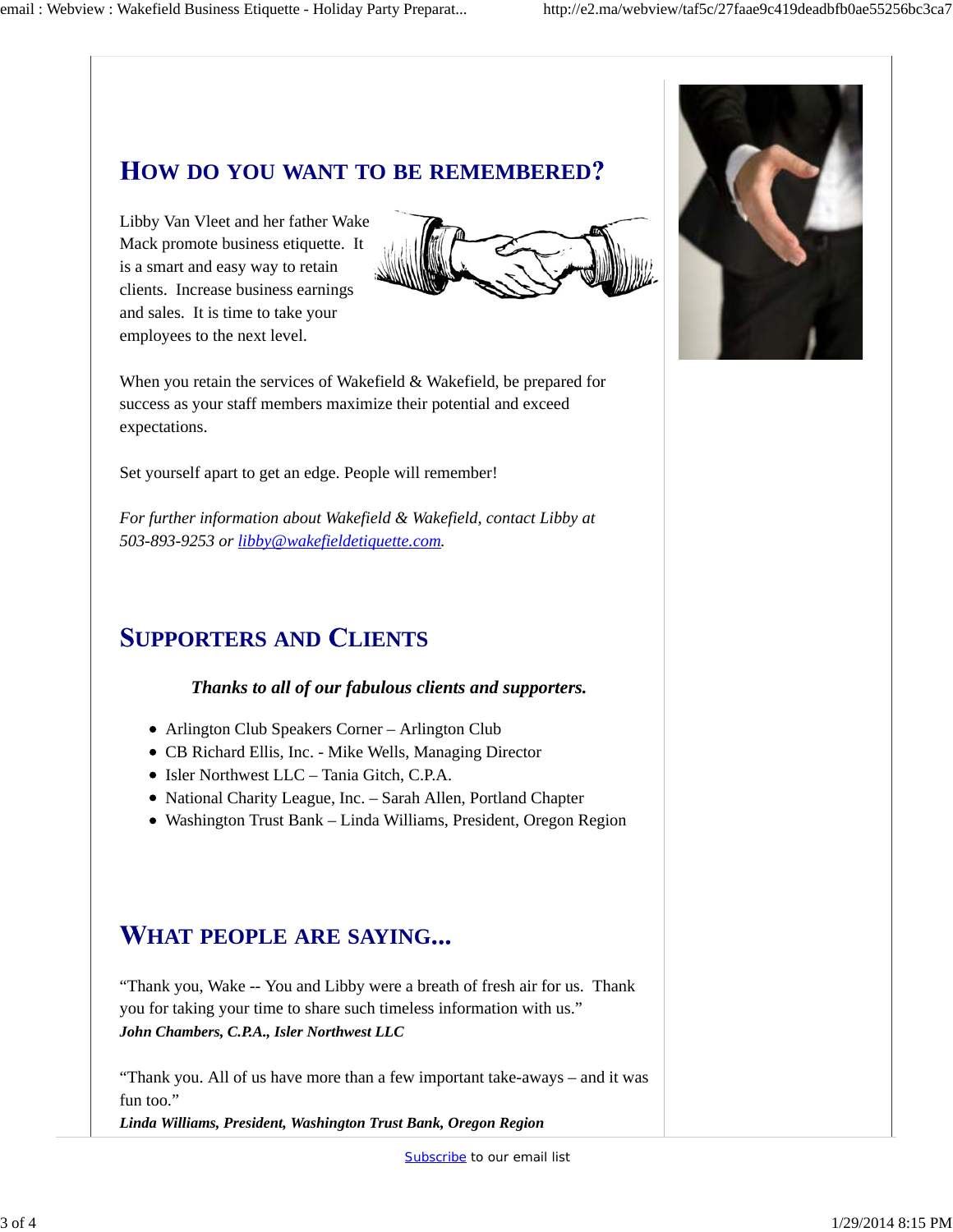## How do you want to be remembered?

Libby Van Vleet and her father Wake Mack promote business etiquette. It is a smart and easy way to retain clients. Increase business earnings and sales. It is time to take your employees to the next level.

When you retain the services of Wakefield & Wakefield, be prepared for success as your staff members maximize their potential and exceed expectations.

Set yourself apart to get an edge. People will remember!

*For further information about Wakefield & Wakefield, contact Libby at 503-893-9253 or [libby@wakefieldetiquette.com](mailto:libby@wakefieldetiquette.com).*

## Supporters and Clients

***Thanks to all of our fabulous clients and supporters.***

- Arlington Club Speakers Corner – Arlington Club
- CB Richard Ellis, Inc. - Mike Wells, Managing Director
- Isler Northwest LLC – Tania Gitch, C.P.A.
- National Charity League, Inc. – Sarah Allen, Portland Chapter
- Washington Trust Bank – Linda Williams, President, Oregon Region

## What people are saying...

"Thank you, Wake -- You and Libby were a breath of fresh air for us. Thank you for taking your time to share such timeless information with us."
***John Chambers, C.P.A., Isler Northwest LLC***

"Thank you. All of us have more than a few important take-aways – and it was fun too."
***Linda Williams, President, Washington Trust Bank, Oregon Region***

Subscribe to our email list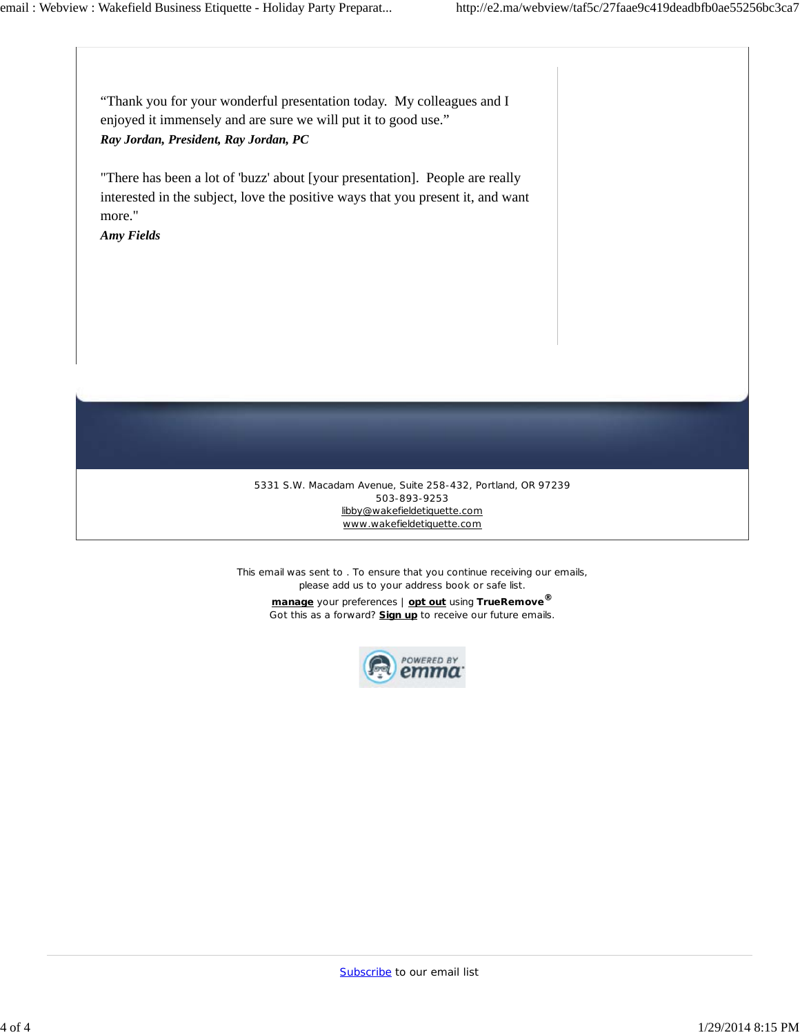"Thank you for your wonderful presentation today. My colleagues and I enjoyed it immensely and are sure we will put it to good use."
***Ray Jordan, President, Ray Jordan, PC***

"There has been a lot of 'buzz' about [your presentation]. People are really interested in the subject, love the positive ways that you present it, and want more."
***Amy Fields***

5331 S.W. Macadam Avenue, Suite 258-432, Portland, OR 97239
503-893-9253
libby@wakefieldetiquette.com
www.wakefieldetiquette.com

This email was sent to . To ensure that you continue receiving our emails, please add us to your address book or safe list.
**manage** your preferences | **opt out** using **TrueRemove®**
Got this as a forward? **Sign up** to receive our future emails.

POWERED BY emma

Subscribe to our email list